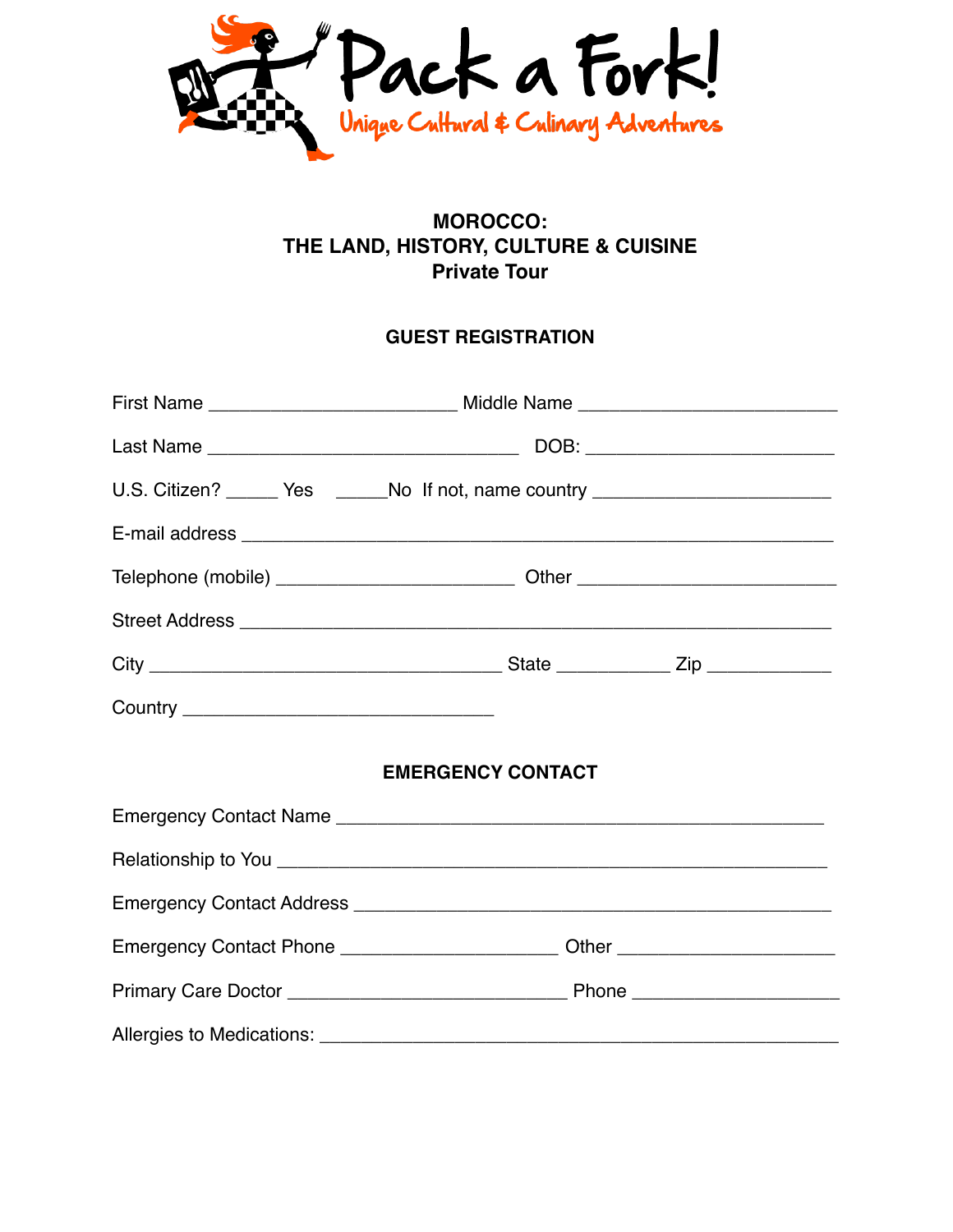Pack a Fork!

Unique Cultural & Culinary Adventures

**MOROCCO:**
**THE LAND, HISTORY, CULTURE & CUISINE**
**Private Tour**

**GUEST REGISTRATION**

First Name ________________________ Middle Name _________________________

Last Name ______________________________ DOB: ________________________

U.S. Citizen? _____ Yes _____No If not, name country ______________________

E-mail address _________________________________________________________

Telephone (mobile) _______________________ Other _________________________

Street Address __________________________________________________________

City __________________________________ State ___________ Zip ____________

Country ______________________________

**EMERGENCY CONTACT**

Emergency Contact Name _______________________________________________

Relationship to You _____________________________________________________

Emergency Contact Address _____________________________________________

Emergency Contact Phone _____________________ Other _____________________

Primary Care Doctor ___________________________ Phone ____________________

Allergies to Medications: _________________________________________________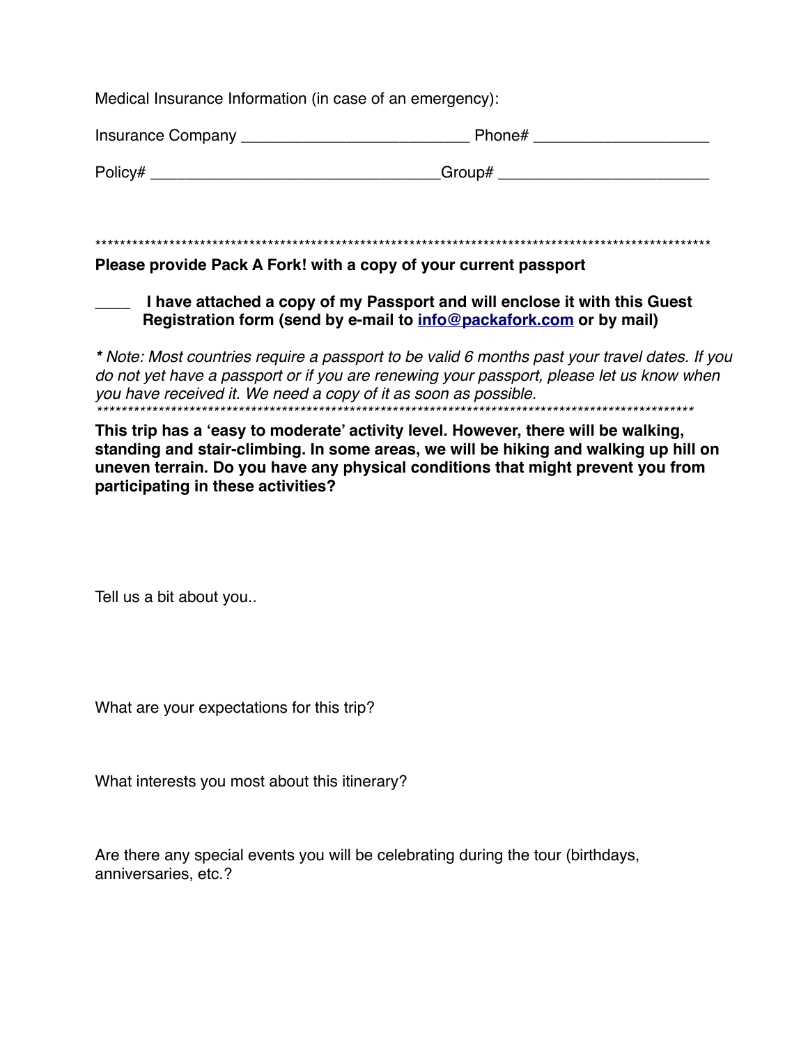Medical Insurance Information (in case of an emergency):

Insurance Company _________________________ Phone# ___________________

Policy# ________________________________Group# _______________________

****************************************************************************************************

**Please provide Pack A Fork! with a copy of your current passport**

____ **I have attached a copy of my Passport and will enclose it with this Guest Registration form (send by e-mail to [info@packafork.com](mailto:info@packafork.com) or by mail)**

*** *Note: Most countries require a passport to be valid 6 months past your travel dates. If you do not yet have a passport or if you are renewing your passport, please let us know when you have received it. We need a copy of it as soon as possible.*
****************************************************************************************************

**This trip has a 'easy to moderate' activity level. However, there will be walking, standing and stair-climbing. In some areas, we will be hiking and walking up hill on uneven terrain. Do you have any physical conditions that might prevent you from participating in these activities?**

Tell us a bit about you..

What are your expectations for this trip?

What interests you most about this itinerary?

Are there any special events you will be celebrating during the tour (birthdays, anniversaries, etc.?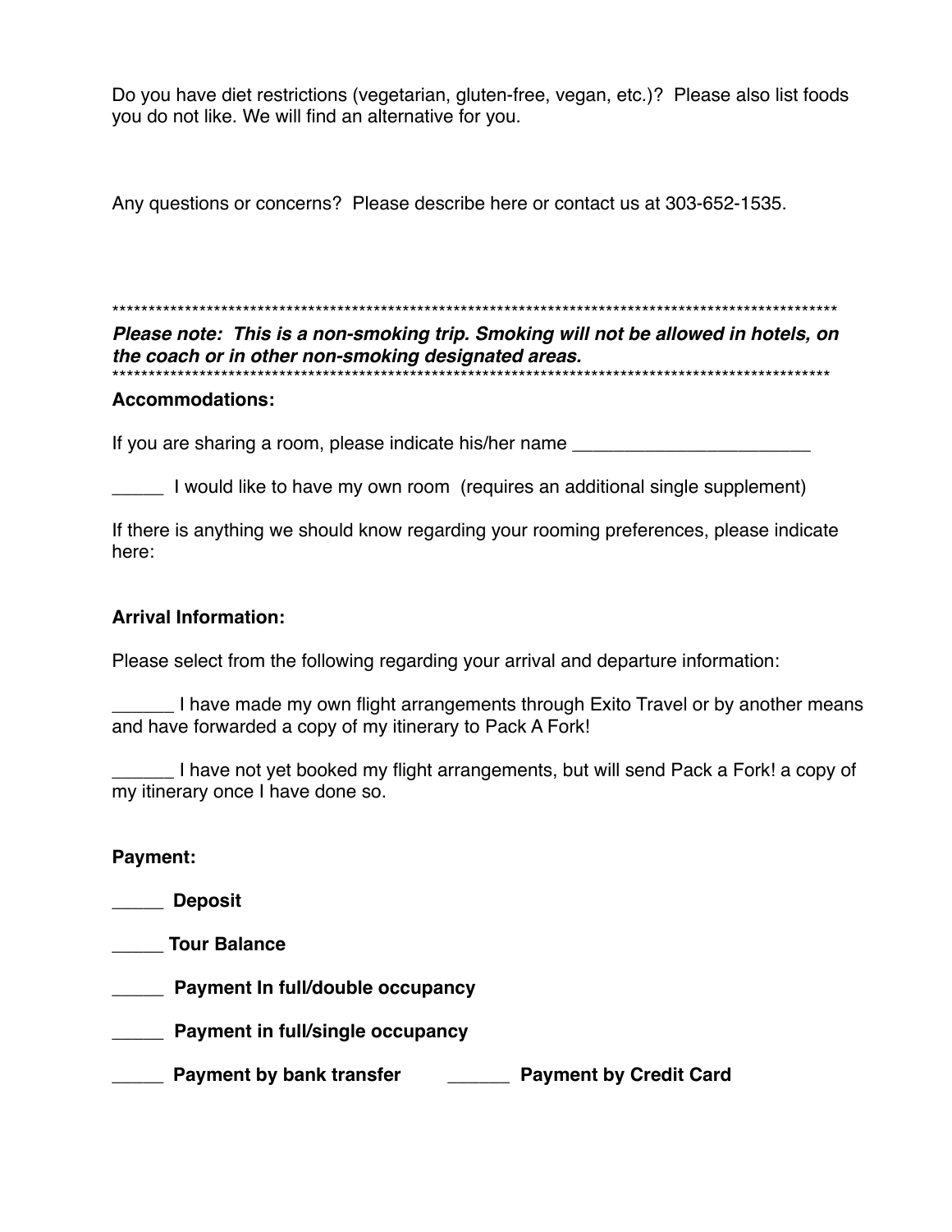Do you have diet restrictions (vegetarian, gluten-free, vegan, etc.)? Please also list foods you do not like. We will find an alternative for you.

Any questions or concerns? Please describe here or contact us at 303-652-1535.

****************************************************************************************************

***Please note: This is a non-smoking trip. Smoking will not be allowed in hotels, on the coach or in other non-smoking designated areas.***

****************************************************************************************************

**Accommodations:**

If you are sharing a room, please indicate his/her name _______________________

_____ I would like to have my own room (requires an additional single supplement)

If there is anything we should know regarding your rooming preferences, please indicate here:

**Arrival Information:**

Please select from the following regarding your arrival and departure information:

______ I have made my own flight arrangements through Exito Travel or by another means and have forwarded a copy of my itinerary to Pack A Fork!

______ I have not yet booked my flight arrangements, but will send Pack a Fork! a copy of my itinerary once I have done so.

**Payment:**

_____ **Deposit**

_____ **Tour Balance**

_____ **Payment In full/double occupancy**

_____ **Payment in full/single occupancy**

_____ **Payment by bank transfer** ______ **Payment by Credit Card**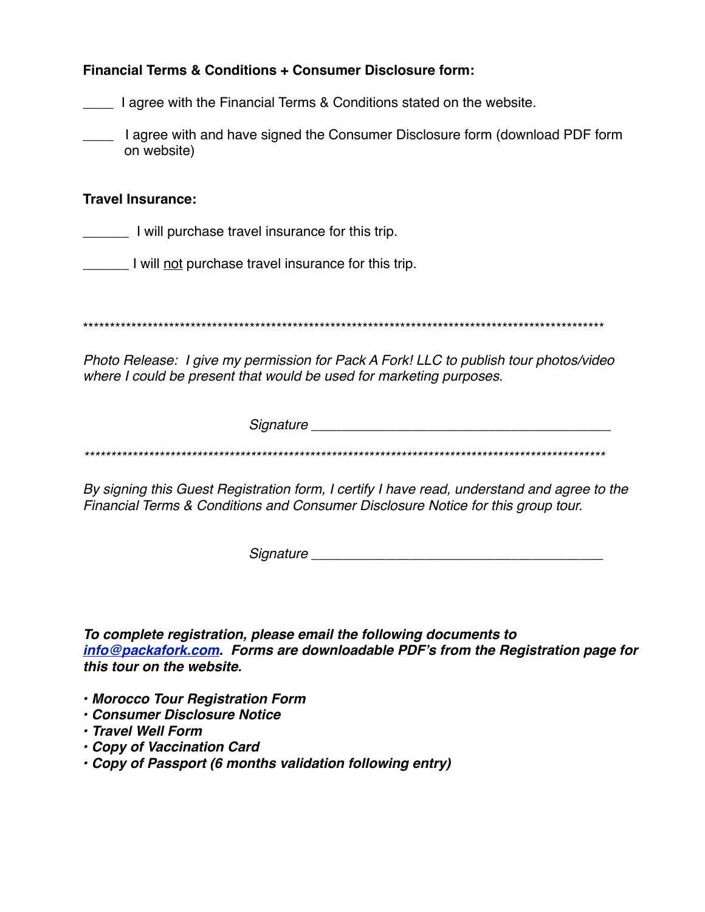**Financial Terms & Conditions + Consumer Disclosure form:**

____ I agree with the Financial Terms & Conditions stated on the website.

____ I agree with and have signed the Consumer Disclosure form (download PDF form on website)

**Travel Insurance:**

______ I will purchase travel insurance for this trip.

______ I will <u>not</u> purchase travel insurance for this trip.

****************************************************************************************************

*Photo Release: I give my permission for Pack A Fork! LLC to publish tour photos/video where I could be present that would be used for marketing purposes.*

*Signature* ________________________________________

****************************************************************************************************

*By signing this Guest Registration form, I certify I have read, understand and agree to the Financial Terms & Conditions and Consumer Disclosure Notice for this group tour.*

*Signature* ________________________________________

***To complete registration, please email the following documents to [info@packafork.com](mailto:info@packafork.com). Forms are downloadable PDF's from the Registration page for this tour on the website.***

- ***Morocco Tour Registration Form***
- ***Consumer Disclosure Notice***
- ***Travel Well Form***
- ***Copy of Vaccination Card***
- ***Copy of Passport (6 months validation following entry)***